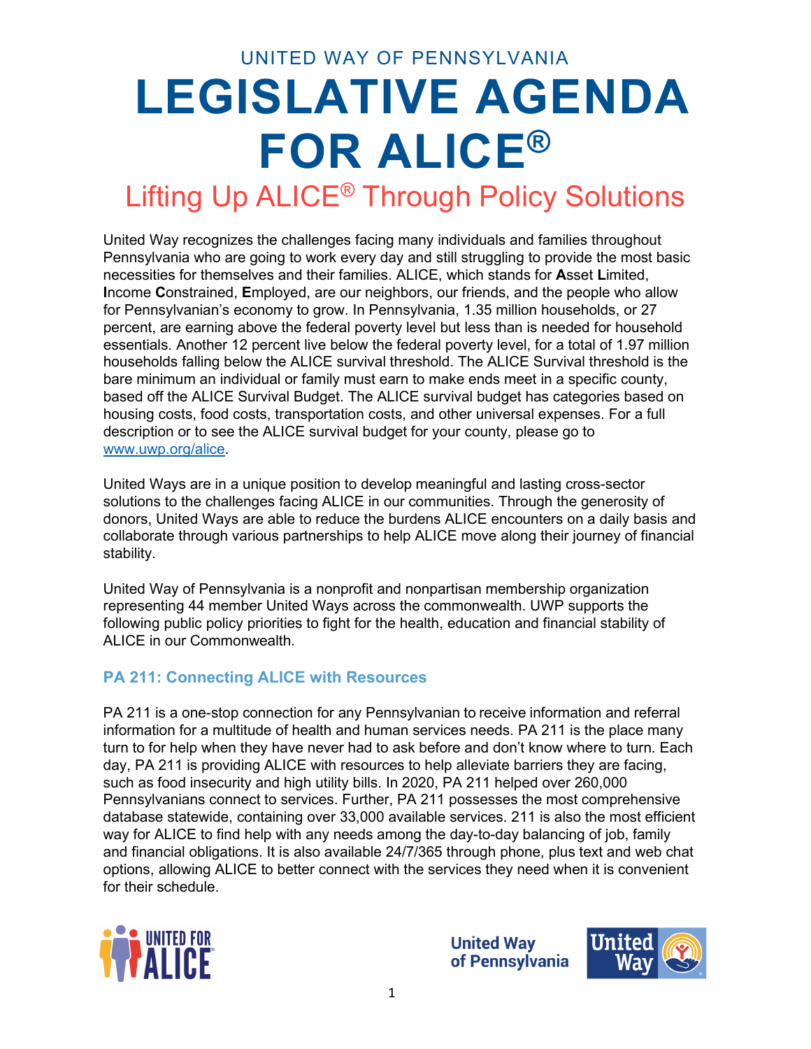UNITED WAY OF PENNSYLVANIA

# LEGISLATIVE AGENDA FOR ALICE®

## Lifting Up ALICE® Through Policy Solutions

United Way recognizes the challenges facing many individuals and families throughout Pennsylvania who are going to work every day and still struggling to provide the most basic necessities for themselves and their families. ALICE, which stands for **A**sset **L**imited, **I**ncome **C**onstrained, **E**mployed, are our neighbors, our friends, and the people who allow for Pennsylvanian's economy to grow. In Pennsylvania, 1.35 million households, or 27 percent, are earning above the federal poverty level but less than is needed for household essentials. Another 12 percent live below the federal poverty level, for a total of 1.97 million households falling below the ALICE survival threshold. The ALICE Survival threshold is the bare minimum an individual or family must earn to make ends meet in a specific county, based off the ALICE Survival Budget. The ALICE survival budget has categories based on housing costs, food costs, transportation costs, and other universal expenses. For a full description or to see the ALICE survival budget for your county, please go to www.uwp.org/alice.

United Ways are in a unique position to develop meaningful and lasting cross-sector solutions to the challenges facing ALICE in our communities. Through the generosity of donors, United Ways are able to reduce the burdens ALICE encounters on a daily basis and collaborate through various partnerships to help ALICE move along their journey of financial stability.

United Way of Pennsylvania is a nonprofit and nonpartisan membership organization representing 44 member United Ways across the commonwealth. UWP supports the following public policy priorities to fight for the health, education and financial stability of ALICE in our Commonwealth.

### PA 211: Connecting ALICE with Resources

PA 211 is a one-stop connection for any Pennsylvanian to receive information and referral information for a multitude of health and human services needs. PA 211 is the place many turn to for help when they have never had to ask before and don't know where to turn. Each day, PA 211 is providing ALICE with resources to help alleviate barriers they are facing, such as food insecurity and high utility bills. In 2020, PA 211 helped over 260,000 Pennsylvanians connect to services. Further, PA 211 possesses the most comprehensive database statewide, containing over 33,000 available services. 211 is also the most efficient way for ALICE to find help with any needs among the day-to-day balancing of job, family and financial obligations. It is also available 24/7/365 through phone, plus text and web chat options, allowing ALICE to better connect with the services they need when it is convenient for their schedule.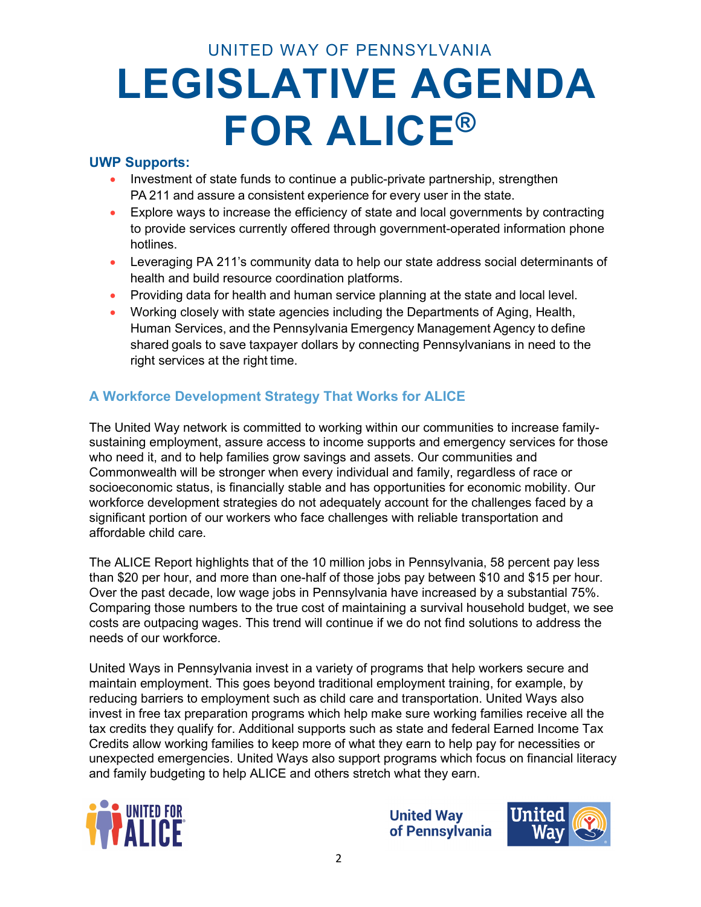UNITED WAY OF PENNSYLVANIA

# LEGISLATIVE AGENDA FOR ALICE®

**UWP Supports:**

- Investment of state funds to continue a public-private partnership, strengthen PA 211 and assure a consistent experience for every user in the state.
- Explore ways to increase the efficiency of state and local governments by contracting to provide services currently offered through government-operated information phone hotlines.
- Leveraging PA 211's community data to help our state address social determinants of health and build resource coordination platforms.
- Providing data for health and human service planning at the state and local level.
- Working closely with state agencies including the Departments of Aging, Health, Human Services, and the Pennsylvania Emergency Management Agency to define shared goals to save taxpayer dollars by connecting Pennsylvanians in need to the right services at the right time.

## A Workforce Development Strategy That Works for ALICE

The United Way network is committed to working within our communities to increase family-sustaining employment, assure access to income supports and emergency services for those who need it, and to help families grow savings and assets. Our communities and Commonwealth will be stronger when every individual and family, regardless of race or socioeconomic status, is financially stable and has opportunities for economic mobility. Our workforce development strategies do not adequately account for the challenges faced by a significant portion of our workers who face challenges with reliable transportation and affordable child care.

The ALICE Report highlights that of the 10 million jobs in Pennsylvania, 58 percent pay less than $20 per hour, and more than one-half of those jobs pay between $10 and $15 per hour. Over the past decade, low wage jobs in Pennsylvania have increased by a substantial 75%. Comparing those numbers to the true cost of maintaining a survival household budget, we see costs are outpacing wages. This trend will continue if we do not find solutions to address the needs of our workforce.

United Ways in Pennsylvania invest in a variety of programs that help workers secure and maintain employment. This goes beyond traditional employment training, for example, by reducing barriers to employment such as child care and transportation. United Ways also invest in free tax preparation programs which help make sure working families receive all the tax credits they qualify for. Additional supports such as state and federal Earned Income Tax Credits allow working families to keep more of what they earn to help pay for necessities or unexpected emergencies. United Ways also support programs which focus on financial literacy and family budgeting to help ALICE and others stretch what they earn.

UNITED FOR ALICE®

United Way of Pennsylvania

United Way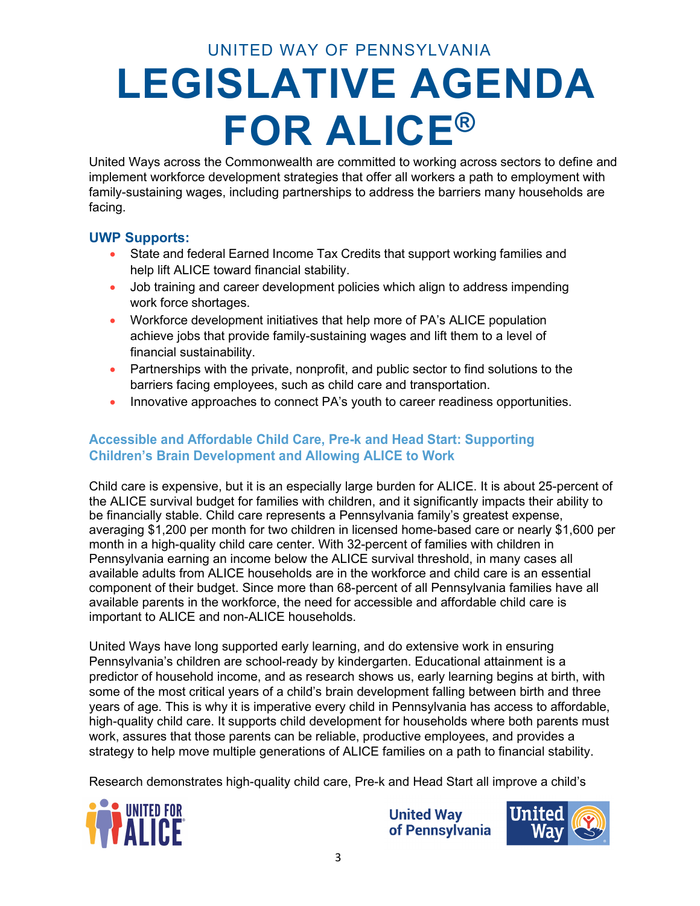UNITED WAY OF PENNSYLVANIA

# LEGISLATIVE AGENDA FOR ALICE®

United Ways across the Commonwealth are committed to working across sectors to define and implement workforce development strategies that offer all workers a path to employment with family-sustaining wages, including partnerships to address the barriers many households are facing.

### UWP Supports:

- State and federal Earned Income Tax Credits that support working families and help lift ALICE toward financial stability.
- Job training and career development policies which align to address impending work force shortages.
- Workforce development initiatives that help more of PA's ALICE population achieve jobs that provide family-sustaining wages and lift them to a level of financial sustainability.
- Partnerships with the private, nonprofit, and public sector to find solutions to the barriers facing employees, such as child care and transportation.
- Innovative approaches to connect PA's youth to career readiness opportunities.

### Accessible and Affordable Child Care, Pre-k and Head Start: Supporting Children's Brain Development and Allowing ALICE to Work

Child care is expensive, but it is an especially large burden for ALICE. It is about 25-percent of the ALICE survival budget for families with children, and it significantly impacts their ability to be financially stable. Child care represents a Pennsylvania family's greatest expense, averaging $1,200 per month for two children in licensed home-based care or nearly $1,600 per month in a high-quality child care center. With 32-percent of families with children in Pennsylvania earning an income below the ALICE survival threshold, in many cases all available adults from ALICE households are in the workforce and child care is an essential component of their budget. Since more than 68-percent of all Pennsylvania families have all available parents in the workforce, the need for accessible and affordable child care is important to ALICE and non-ALICE households.

United Ways have long supported early learning, and do extensive work in ensuring Pennsylvania's children are school-ready by kindergarten. Educational attainment is a predictor of household income, and as research shows us, early learning begins at birth, with some of the most critical years of a child's brain development falling between birth and three years of age. This is why it is imperative every child in Pennsylvania has access to affordable, high-quality child care. It supports child development for households where both parents must work, assures that those parents can be reliable, productive employees, and provides a strategy to help move multiple generations of ALICE families on a path to financial stability.

Research demonstrates high-quality child care, Pre-k and Head Start all improve a child's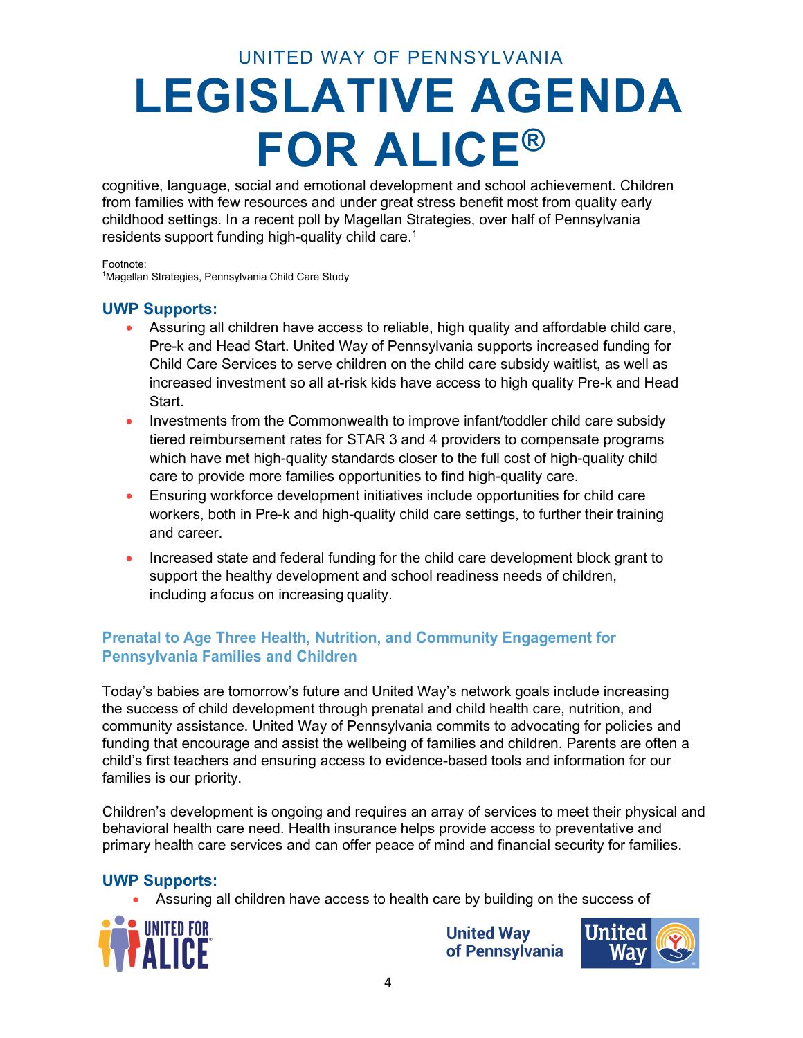cognitive, language, social and emotional development and school achievement. Children from families with few resources and under great stress benefit most from quality early childhood settings. In a recent poll by Magellan Strategies, over half of Pennsylvania residents support funding high-quality child care.[1]

Footnote:
[1]Magellan Strategies, Pennsylvania Child Care Study

### UWP Supports:

- Assuring all children have access to reliable, high quality and affordable child care, Pre-k and Head Start. United Way of Pennsylvania supports increased funding for Child Care Services to serve children on the child care subsidy waitlist, as well as increased investment so all at-risk kids have access to high quality Pre-k and Head Start.
- Investments from the Commonwealth to improve infant/toddler child care subsidy tiered reimbursement rates for STAR 3 and 4 providers to compensate programs which have met high-quality standards closer to the full cost of high-quality child care to provide more families opportunities to find high-quality care.
- Ensuring workforce development initiatives include opportunities for child care workers, both in Pre-k and high-quality child care settings, to further their training and career.
- Increased state and federal funding for the child care development block grant to support the healthy development and school readiness needs of children, including a focus on increasing quality.

## Prenatal to Age Three Health, Nutrition, and Community Engagement for Pennsylvania Families and Children

Today's babies are tomorrow's future and United Way's network goals include increasing the success of child development through prenatal and child health care, nutrition, and community assistance. United Way of Pennsylvania commits to advocating for policies and funding that encourage and assist the wellbeing of families and children. Parents are often a child's first teachers and ensuring access to evidence-based tools and information for our families is our priority.

Children's development is ongoing and requires an array of services to meet their physical and behavioral health care need. Health insurance helps provide access to preventative and primary health care services and can offer peace of mind and financial security for families.

### UWP Supports:

- Assuring all children have access to health care by building on the success of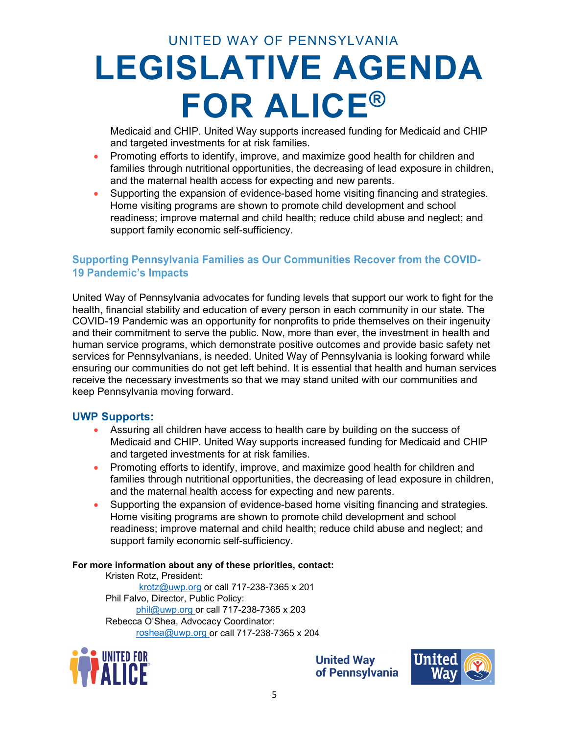# UNITED WAY OF PENNSYLVANIA LEGISLATIVE AGENDA FOR ALICE®

Medicaid and CHIP. United Way supports increased funding for Medicaid and CHIP and targeted investments for at risk families.
- Promoting efforts to identify, improve, and maximize good health for children and families through nutritional opportunities, the decreasing of lead exposure in children, and the maternal health access for expecting and new parents.
- Supporting the expansion of evidence-based home visiting financing and strategies. Home visiting programs are shown to promote child development and school readiness; improve maternal and child health; reduce child abuse and neglect; and support family economic self-sufficiency.

## Supporting Pennsylvania Families as Our Communities Recover from the COVID-19 Pandemic's Impacts

United Way of Pennsylvania advocates for funding levels that support our work to fight for the health, financial stability and education of every person in each community in our state. The COVID-19 Pandemic was an opportunity for nonprofits to pride themselves on their ingenuity and their commitment to serve the public. Now, more than ever, the investment in health and human service programs, which demonstrate positive outcomes and provide basic safety net services for Pennsylvanians, is needed. United Way of Pennsylvania is looking forward while ensuring our communities do not get left behind. It is essential that health and human services receive the necessary investments so that we may stand united with our communities and keep Pennsylvania moving forward.

## UWP Supports:

- Assuring all children have access to health care by building on the success of Medicaid and CHIP. United Way supports increased funding for Medicaid and CHIP and targeted investments for at risk families.
- Promoting efforts to identify, improve, and maximize good health for children and families through nutritional opportunities, the decreasing of lead exposure in children, and the maternal health access for expecting and new parents.
- Supporting the expansion of evidence-based home visiting financing and strategies. Home visiting programs are shown to promote child development and school readiness; improve maternal and child health; reduce child abuse and neglect; and support family economic self-sufficiency.

**For more information about any of these priorities, contact:**

Kristen Rotz, President:
krotz@uwp.org or call 717-238-7365 x 201

Phil Falvo, Director, Public Policy:
phil@uwp.org or call 717-238-7365 x 203

Rebecca O'Shea, Advocacy Coordinator:
roshea@uwp.org or call 717-238-7365 x 204

UNITED FOR ALICE®

United Way of Pennsylvania

United Way